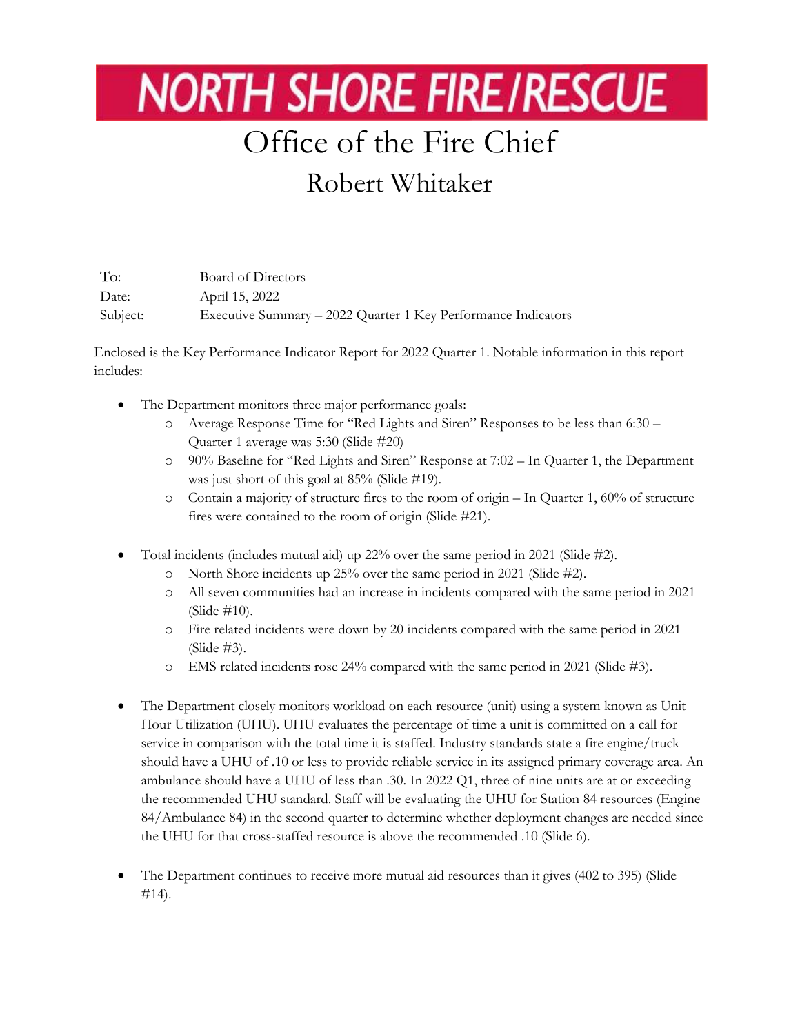# NORTH SHORE FIRE/RESCUE

## Office of the Fire Chief

### Robert Whitaker

| | |
|---|---|
| To: | Board of Directors |
| Date: | April 15, 2022 |
| Subject: | Executive Summary – 2022 Quarter 1 Key Performance Indicators |

Enclosed is the Key Performance Indicator Report for 2022 Quarter 1. Notable information in this report includes:

- The Department monitors three major performance goals:
  - Average Response Time for "Red Lights and Siren" Responses to be less than 6:30 – Quarter 1 average was 5:30 (Slide #20)
  - 90% Baseline for "Red Lights and Siren" Response at 7:02 – In Quarter 1, the Department was just short of this goal at 85% (Slide #19).
  - Contain a majority of structure fires to the room of origin – In Quarter 1, 60% of structure fires were contained to the room of origin (Slide #21).

- Total incidents (includes mutual aid) up 22% over the same period in 2021 (Slide #2).
  - North Shore incidents up 25% over the same period in 2021 (Slide #2).
  - All seven communities had an increase in incidents compared with the same period in 2021 (Slide #10).
  - Fire related incidents were down by 20 incidents compared with the same period in 2021 (Slide #3).
  - EMS related incidents rose 24% compared with the same period in 2021 (Slide #3).

- The Department closely monitors workload on each resource (unit) using a system known as Unit Hour Utilization (UHU). UHU evaluates the percentage of time a unit is committed on a call for service in comparison with the total time it is staffed. Industry standards state a fire engine/truck should have a UHU of .10 or less to provide reliable service in its assigned primary coverage area. An ambulance should have a UHU of less than .30. In 2022 Q1, three of nine units are at or exceeding the recommended UHU standard. Staff will be evaluating the UHU for Station 84 resources (Engine 84/Ambulance 84) in the second quarter to determine whether deployment changes are needed since the UHU for that cross-staffed resource is above the recommended .10 (Slide 6).

- The Department continues to receive more mutual aid resources than it gives (402 to 395) (Slide #14).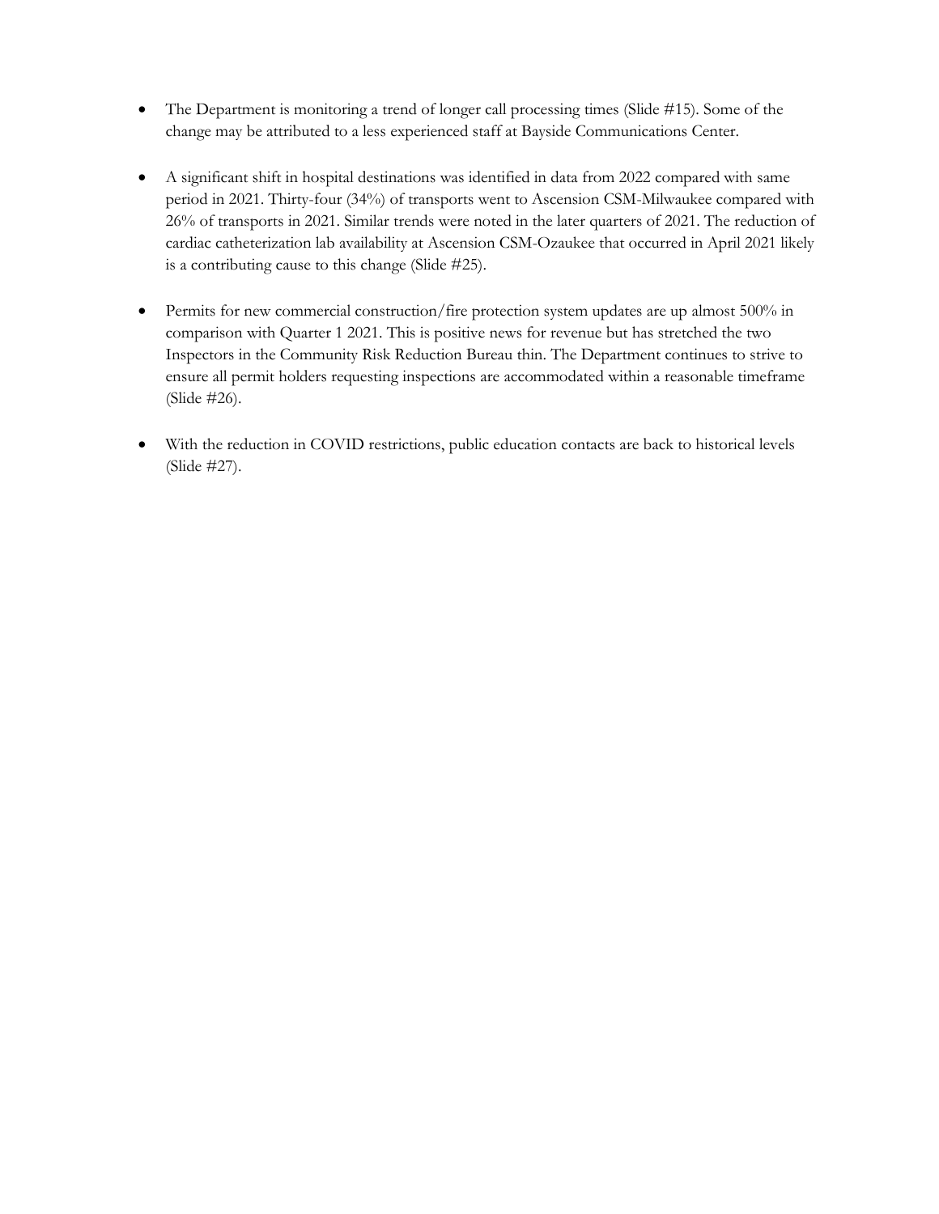- The Department is monitoring a trend of longer call processing times (Slide #15). Some of the change may be attributed to a less experienced staff at Bayside Communications Center.

- A significant shift in hospital destinations was identified in data from 2022 compared with same period in 2021. Thirty-four (34%) of transports went to Ascension CSM-Milwaukee compared with 26% of transports in 2021. Similar trends were noted in the later quarters of 2021. The reduction of cardiac catheterization lab availability at Ascension CSM-Ozaukee that occurred in April 2021 likely is a contributing cause to this change (Slide #25).

- Permits for new commercial construction/fire protection system updates are up almost 500% in comparison with Quarter 1 2021. This is positive news for revenue but has stretched the two Inspectors in the Community Risk Reduction Bureau thin. The Department continues to strive to ensure all permit holders requesting inspections are accommodated within a reasonable timeframe (Slide #26).

- With the reduction in COVID restrictions, public education contacts are back to historical levels (Slide #27).